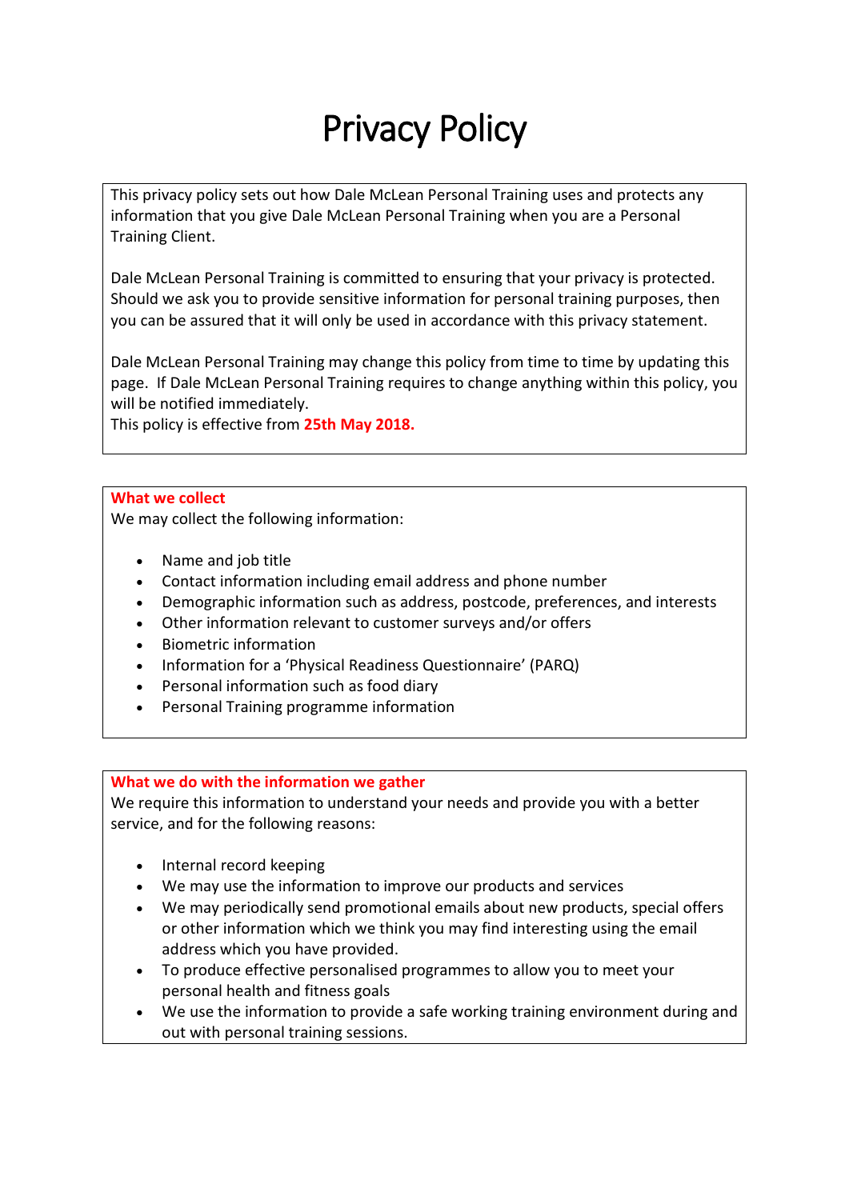# Privacy Policy

This privacy policy sets out how Dale McLean Personal Training uses and protects any information that you give Dale McLean Personal Training when you are a Personal Training Client.

Dale McLean Personal Training is committed to ensuring that your privacy is protected. Should we ask you to provide sensitive information for personal training purposes, then you can be assured that it will only be used in accordance with this privacy statement.

Dale McLean Personal Training may change this policy from time to time by updating this page. If Dale McLean Personal Training requires to change anything within this policy, you will be notified immediately.
This policy is effective from **25th May 2018.**

## What we collect

We may collect the following information:

- Name and job title
- Contact information including email address and phone number
- Demographic information such as address, postcode, preferences, and interests
- Other information relevant to customer surveys and/or offers
- Biometric information
- Information for a 'Physical Readiness Questionnaire' (PARQ)
- Personal information such as food diary
- Personal Training programme information

## What we do with the information we gather

We require this information to understand your needs and provide you with a better service, and for the following reasons:

- Internal record keeping
- We may use the information to improve our products and services
- We may periodically send promotional emails about new products, special offers or other information which we think you may find interesting using the email address which you have provided.
- To produce effective personalised programmes to allow you to meet your personal health and fitness goals
- We use the information to provide a safe working training environment during and out with personal training sessions.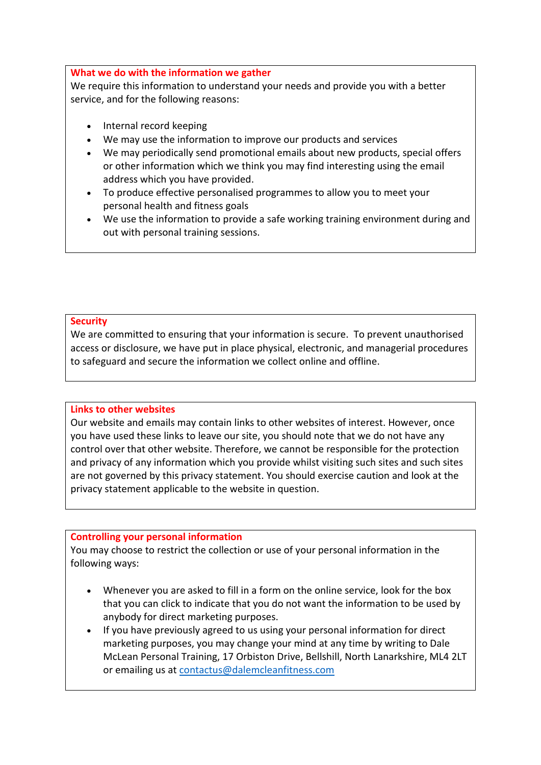## What we do with the information we gather

We require this information to understand your needs and provide you with a better service, and for the following reasons:

- Internal record keeping
- We may use the information to improve our products and services
- We may periodically send promotional emails about new products, special offers or other information which we think you may find interesting using the email address which you have provided.
- To produce effective personalised programmes to allow you to meet your personal health and fitness goals
- We use the information to provide a safe working training environment during and out with personal training sessions.

## Security

We are committed to ensuring that your information is secure. To prevent unauthorised access or disclosure, we have put in place physical, electronic, and managerial procedures to safeguard and secure the information we collect online and offline.

## Links to other websites

Our website and emails may contain links to other websites of interest. However, once you have used these links to leave our site, you should note that we do not have any control over that other website. Therefore, we cannot be responsible for the protection and privacy of any information which you provide whilst visiting such sites and such sites are not governed by this privacy statement. You should exercise caution and look at the privacy statement applicable to the website in question.

## Controlling your personal information

You may choose to restrict the collection or use of your personal information in the following ways:

- Whenever you are asked to fill in a form on the online service, look for the box that you can click to indicate that you do not want the information to be used by anybody for direct marketing purposes.
- If you have previously agreed to us using your personal information for direct marketing purposes, you may change your mind at any time by writing to Dale McLean Personal Training, 17 Orbiston Drive, Bellshill, North Lanarkshire, ML4 2LT or emailing us at contactus@dalemcleanfitness.com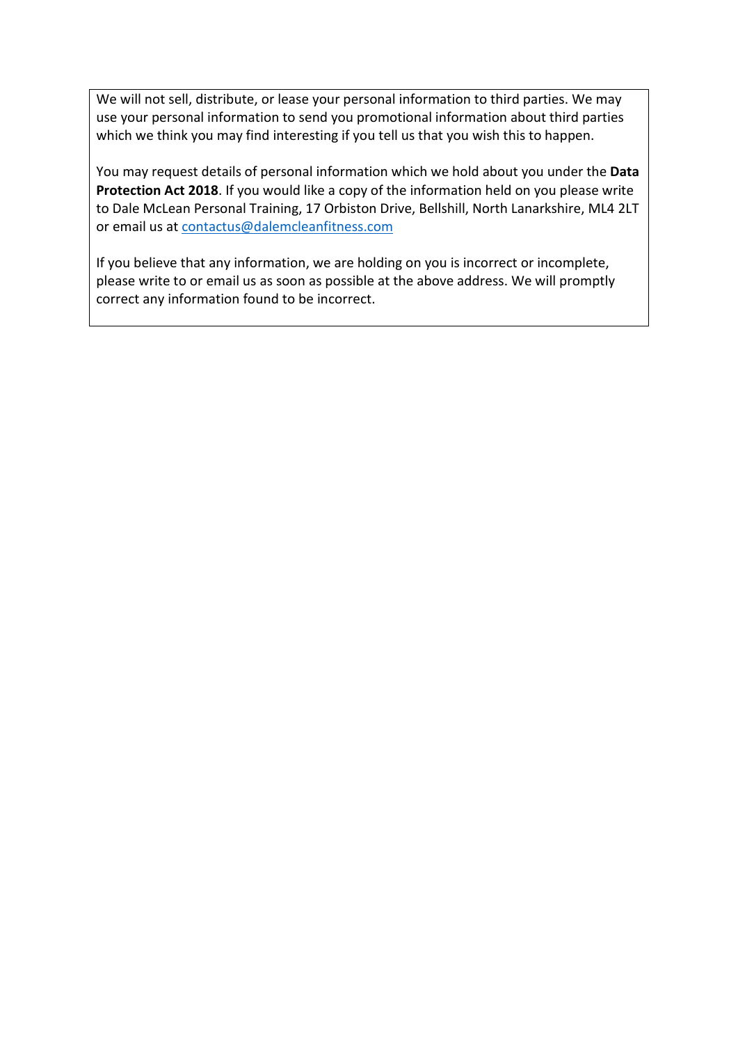We will not sell, distribute, or lease your personal information to third parties. We may use your personal information to send you promotional information about third parties which we think you may find interesting if you tell us that you wish this to happen.

You may request details of personal information which we hold about you under the **Data Protection Act 2018**. If you would like a copy of the information held on you please write to Dale McLean Personal Training, 17 Orbiston Drive, Bellshill, North Lanarkshire, ML4 2LT or email us at contactus@dalemcleanfitness.com

If you believe that any information, we are holding on you is incorrect or incomplete, please write to or email us as soon as possible at the above address. We will promptly correct any information found to be incorrect.